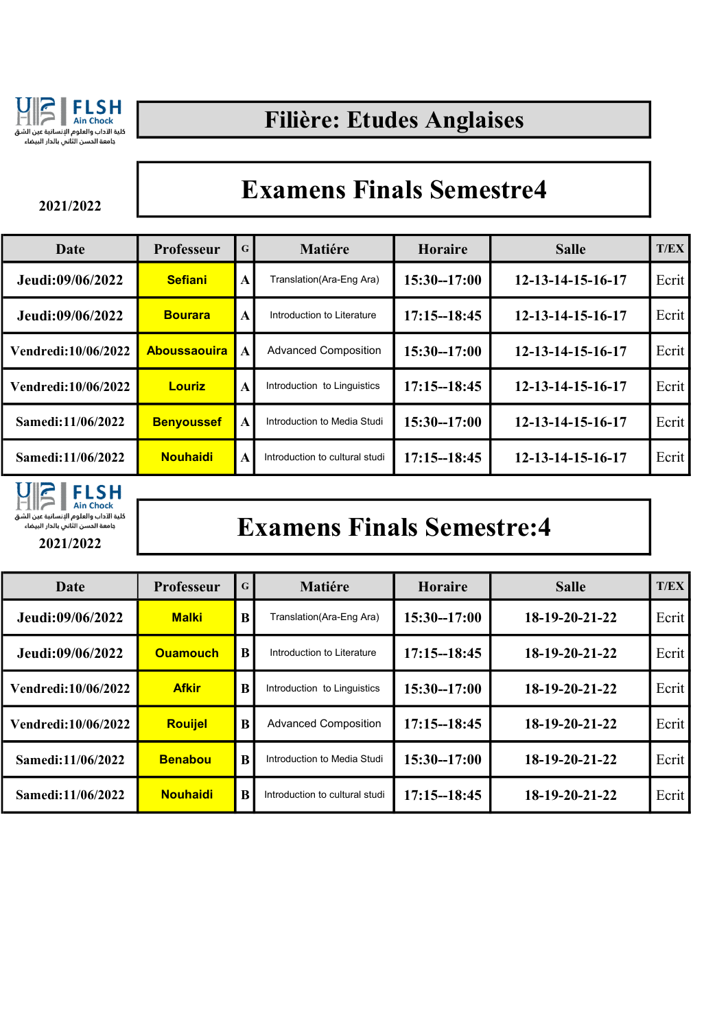FLSH Ain Chock

كلية الآداب والعلوم الإنسانية عين الشق

جامعة الحسن الثاني بالدار البيضاء

# Filière: Etudes Anglaises

## Examens Finals Semestre4

2021/2022

| Date | Professeur | G | Matiére | Horaire | Salle | T/EX |
|---|---|---|---|---|---|---|
| Jeudi:09/06/2022 | Sefiani | A | Translation(Ara-Eng Ara) | 15:30--17:00 | 12-13-14-15-16-17 | Ecrit |
| Jeudi:09/06/2022 | Bourara | A | Introduction to Literature | 17:15--18:45 | 12-13-14-15-16-17 | Ecrit |
| Vendredi:10/06/2022 | Aboussaouira | A | Advanced Composition | 15:30--17:00 | 12-13-14-15-16-17 | Ecrit |
| Vendredi:10/06/2022 | Louriz | A | Introduction to Linguistics | 17:15--18:45 | 12-13-14-15-16-17 | Ecrit |
| Samedi:11/06/2022 | Benyoussef | A | Introduction to Media Studi | 15:30--17:00 | 12-13-14-15-16-17 | Ecrit |
| Samedi:11/06/2022 | Nouhaidi | A | Introduction to cultural studi | 17:15--18:45 | 12-13-14-15-16-17 | Ecrit |

FLSH Ain Chock

كلية الآداب والعلوم الإنسانية عين الشق

جامعة الحسن الثاني بالدار البيضاء

## Examens Finals Semestre:4

2021/2022

| Date | Professeur | G | Matiére | Horaire | Salle | T/EX |
|---|---|---|---|---|---|---|
| Jeudi:09/06/2022 | Malki | B | Translation(Ara-Eng Ara) | 15:30--17:00 | 18-19-20-21-22 | Ecrit |
| Jeudi:09/06/2022 | Ouamouch | B | Introduction to Literature | 17:15--18:45 | 18-19-20-21-22 | Ecrit |
| Vendredi:10/06/2022 | Afkir | B | Introduction to Linguistics | 15:30--17:00 | 18-19-20-21-22 | Ecrit |
| Vendredi:10/06/2022 | Rouijel | B | Advanced Composition | 17:15--18:45 | 18-19-20-21-22 | Ecrit |
| Samedi:11/06/2022 | Benabou | B | Introduction to Media Studi | 15:30--17:00 | 18-19-20-21-22 | Ecrit |
| Samedi:11/06/2022 | Nouhaidi | B | Introduction to cultural studi | 17:15--18:45 | 18-19-20-21-22 | Ecrit |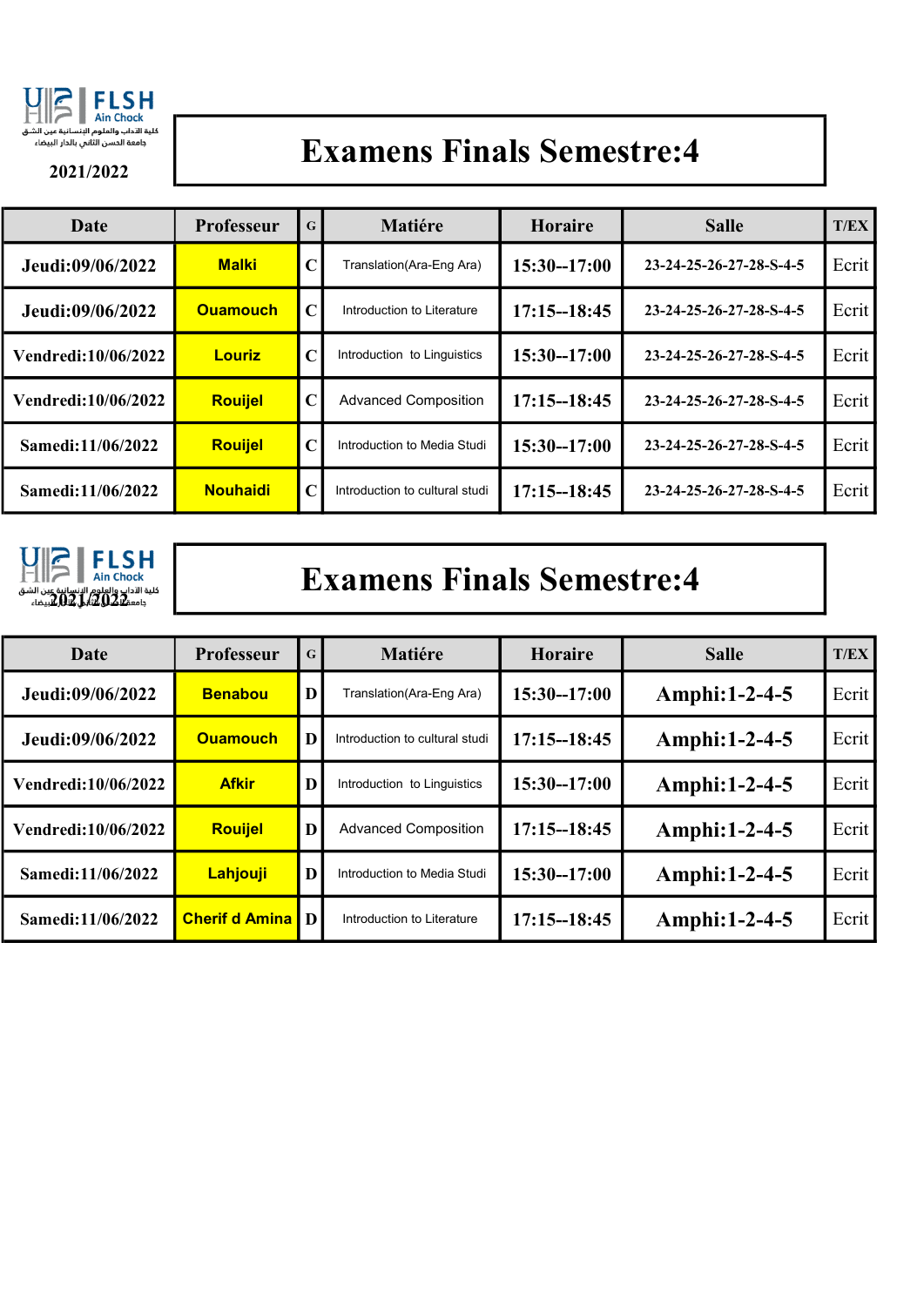FLSH Ain Chock

كلية الآداب والعلوم الإنسانية عين الشق
جامعة الحسن الثاني بالدار البيضاء

2021/2022

# Examens Finals Semestre:4

| Date | Professeur | G | Matiére | Horaire | Salle | T/EX |
|---|---|---|---|---|---|---|
| Jeudi:09/06/2022 | Malki | C | Translation(Ara-Eng Ara) | 15:30--17:00 | 23-24-25-26-27-28-S-4-5 | Ecrit |
| Jeudi:09/06/2022 | Ouamouch | C | Introduction to Literature | 17:15--18:45 | 23-24-25-26-27-28-S-4-5 | Ecrit |
| Vendredi:10/06/2022 | Louriz | C | Introduction to Linguistics | 15:30--17:00 | 23-24-25-26-27-28-S-4-5 | Ecrit |
| Vendredi:10/06/2022 | Rouijel | C | Advanced Composition | 17:15--18:45 | 23-24-25-26-27-28-S-4-5 | Ecrit |
| Samedi:11/06/2022 | Rouijel | C | Introduction to Media Studi | 15:30--17:00 | 23-24-25-26-27-28-S-4-5 | Ecrit |
| Samedi:11/06/2022 | Nouhaidi | C | Introduction to cultural studi | 17:15--18:45 | 23-24-25-26-27-28-S-4-5 | Ecrit |

FLSH Ain Chock

كلية الآداب والعلوم الإنسانية عين الشق
جامعة الحسن الثاني بالدار البيضاء

2021/2022

# Examens Finals Semestre:4

| Date | Professeur | G | Matiére | Horaire | Salle | T/EX |
|---|---|---|---|---|---|---|
| Jeudi:09/06/2022 | Benabou | D | Translation(Ara-Eng Ara) | 15:30--17:00 | Amphi:1-2-4-5 | Ecrit |
| Jeudi:09/06/2022 | Ouamouch | D | Introduction to cultural studi | 17:15--18:45 | Amphi:1-2-4-5 | Ecrit |
| Vendredi:10/06/2022 | Afkir | D | Introduction to Linguistics | 15:30--17:00 | Amphi:1-2-4-5 | Ecrit |
| Vendredi:10/06/2022 | Rouijel | D | Advanced Composition | 17:15--18:45 | Amphi:1-2-4-5 | Ecrit |
| Samedi:11/06/2022 | Lahjouji | D | Introduction to Media Studi | 15:30--17:00 | Amphi:1-2-4-5 | Ecrit |
| Samedi:11/06/2022 | Cherif d Amina | D | Introduction to Literature | 17:15--18:45 | Amphi:1-2-4-5 | Ecrit |